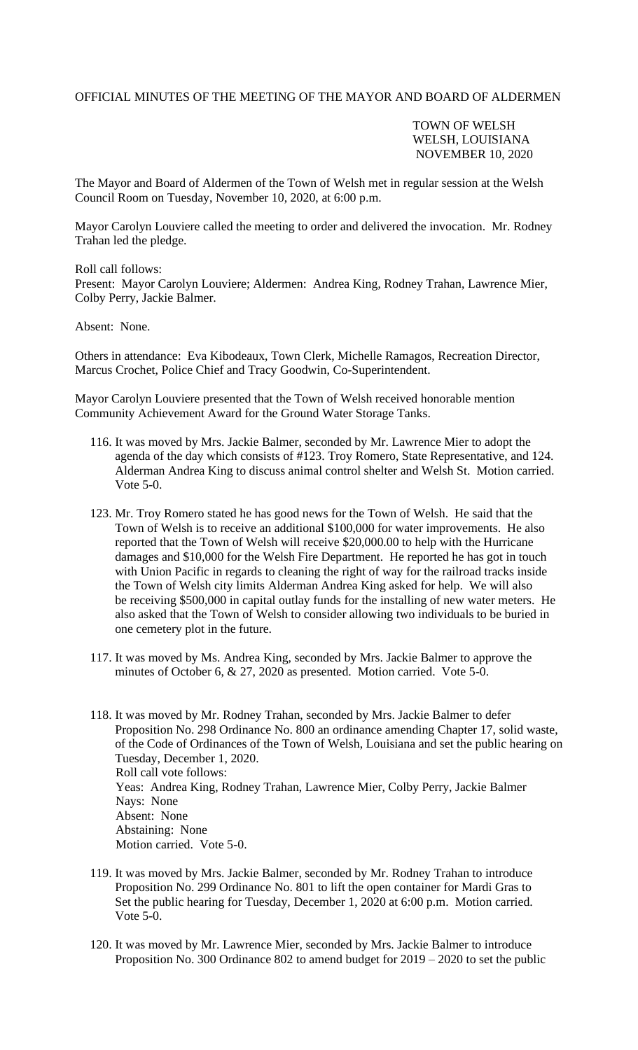OFFICIAL MINUTES OF THE MEETING OF THE MAYOR AND BOARD OF ALDERMEN

TOWN OF WELSH
WELSH, LOUISIANA
NOVEMBER 10, 2020

The Mayor and Board of Aldermen of the Town of Welsh met in regular session at the Welsh Council Room on Tuesday, November 10, 2020, at 6:00 p.m.

Mayor Carolyn Louviere called the meeting to order and delivered the invocation. Mr. Rodney Trahan led the pledge.

Roll call follows:
Present: Mayor Carolyn Louviere; Aldermen: Andrea King, Rodney Trahan, Lawrence Mier, Colby Perry, Jackie Balmer.

Absent: None.

Others in attendance: Eva Kibodeaux, Town Clerk, Michelle Ramagos, Recreation Director, Marcus Crochet, Police Chief and Tracy Goodwin, Co-Superintendent.

Mayor Carolyn Louviere presented that the Town of Welsh received honorable mention Community Achievement Award for the Ground Water Storage Tanks.

116. It was moved by Mrs. Jackie Balmer, seconded by Mr. Lawrence Mier to adopt the agenda of the day which consists of #123. Troy Romero, State Representative, and 124. Alderman Andrea King to discuss animal control shelter and Welsh St. Motion carried. Vote 5-0.

123. Mr. Troy Romero stated he has good news for the Town of Welsh. He said that the Town of Welsh is to receive an additional $100,000 for water improvements. He also reported that the Town of Welsh will receive $20,000.00 to help with the Hurricane damages and $10,000 for the Welsh Fire Department. He reported he has got in touch with Union Pacific in regards to cleaning the right of way for the railroad tracks inside the Town of Welsh city limits Alderman Andrea King asked for help. We will also be receiving $500,000 in capital outlay funds for the installing of new water meters. He also asked that the Town of Welsh to consider allowing two individuals to be buried in one cemetery plot in the future.

117. It was moved by Ms. Andrea King, seconded by Mrs. Jackie Balmer to approve the minutes of October 6, & 27, 2020 as presented. Motion carried. Vote 5-0.

118. It was moved by Mr. Rodney Trahan, seconded by Mrs. Jackie Balmer to defer Proposition No. 298 Ordinance No. 800 an ordinance amending Chapter 17, solid waste, of the Code of Ordinances of the Town of Welsh, Louisiana and set the public hearing on Tuesday, December 1, 2020.
Roll call vote follows:
Yeas: Andrea King, Rodney Trahan, Lawrence Mier, Colby Perry, Jackie Balmer
Nays: None
Absent: None
Abstaining: None
Motion carried. Vote 5-0.

119. It was moved by Mrs. Jackie Balmer, seconded by Mr. Rodney Trahan to introduce Proposition No. 299 Ordinance No. 801 to lift the open container for Mardi Gras to Set the public hearing for Tuesday, December 1, 2020 at 6:00 p.m. Motion carried. Vote 5-0.

120. It was moved by Mr. Lawrence Mier, seconded by Mrs. Jackie Balmer to introduce Proposition No. 300 Ordinance 802 to amend budget for 2019 – 2020 to set the public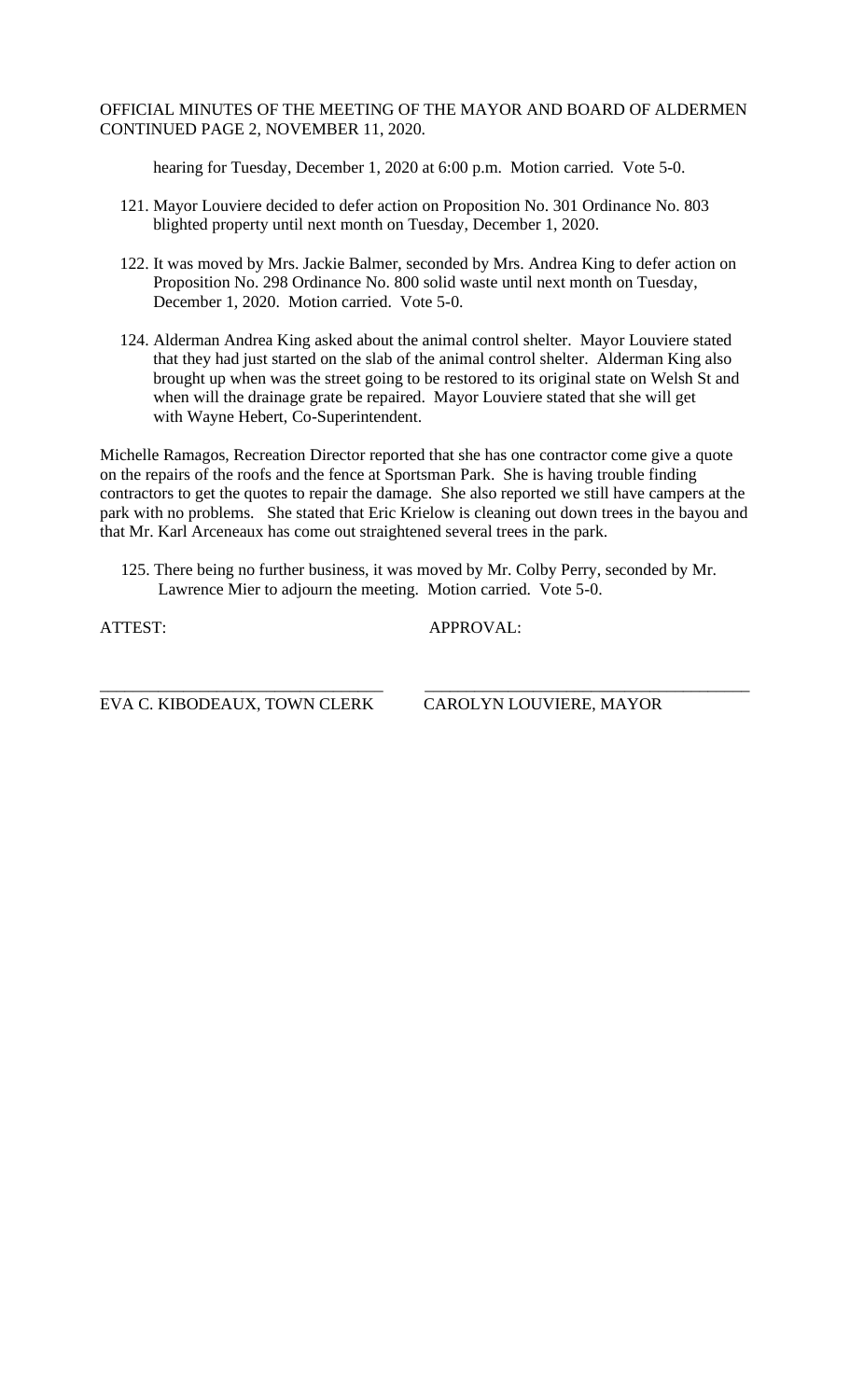OFFICIAL MINUTES OF THE MEETING OF THE MAYOR AND BOARD OF ALDERMEN CONTINUED PAGE 2, NOVEMBER 11, 2020.

hearing for Tuesday, December 1, 2020 at 6:00 p.m. Motion carried. Vote 5-0.

121. Mayor Louviere decided to defer action on Proposition No. 301 Ordinance No. 803 blighted property until next month on Tuesday, December 1, 2020.

122. It was moved by Mrs. Jackie Balmer, seconded by Mrs. Andrea King to defer action on Proposition No. 298 Ordinance No. 800 solid waste until next month on Tuesday, December 1, 2020. Motion carried. Vote 5-0.

124. Alderman Andrea King asked about the animal control shelter. Mayor Louviere stated that they had just started on the slab of the animal control shelter. Alderman King also brought up when was the street going to be restored to its original state on Welsh St and when will the drainage grate be repaired. Mayor Louviere stated that she will get with Wayne Hebert, Co-Superintendent.

Michelle Ramagos, Recreation Director reported that she has one contractor come give a quote on the repairs of the roofs and the fence at Sportsman Park. She is having trouble finding contractors to get the quotes to repair the damage. She also reported we still have campers at the park with no problems. She stated that Eric Krielow is cleaning out down trees in the bayou and that Mr. Karl Arceneaux has come out straightened several trees in the park.

125. There being no further business, it was moved by Mr. Colby Perry, seconded by Mr. Lawrence Mier to adjourn the meeting. Motion carried. Vote 5-0.

ATTEST: APPROVAL:

\_\_\_\_\_\_\_\_\_\_\_\_\_\_\_\_\_\_\_\_\_\_\_\_\_\_\_\_\_\_\_\_ \_\_\_\_\_\_\_\_\_\_\_\_\_\_\_\_\_\_\_\_\_\_\_\_\_\_\_\_\_\_\_\_\_\_\_\_

EVA C. KIBODEAUX, TOWN CLERK CAROLYN LOUVIERE, MAYOR